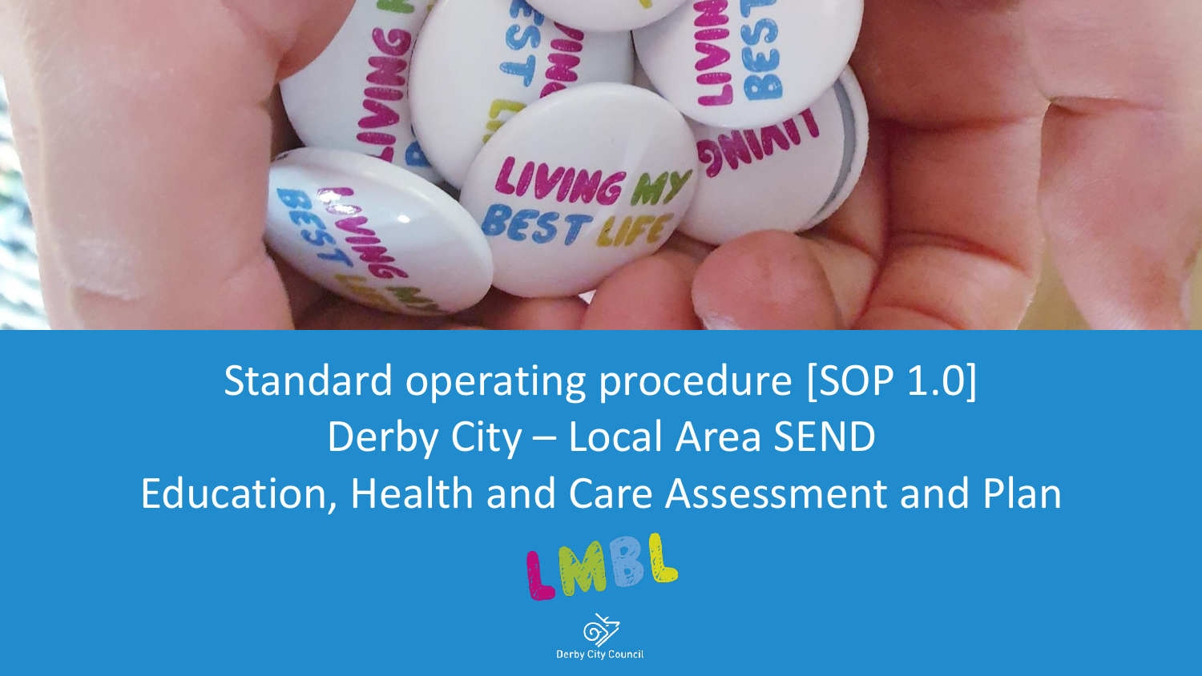# Standard operating procedure [SOP 1.0]
# Derby City – Local Area SEND
# Education, Health and Care Assessment and Plan

LMBL

Derby City Council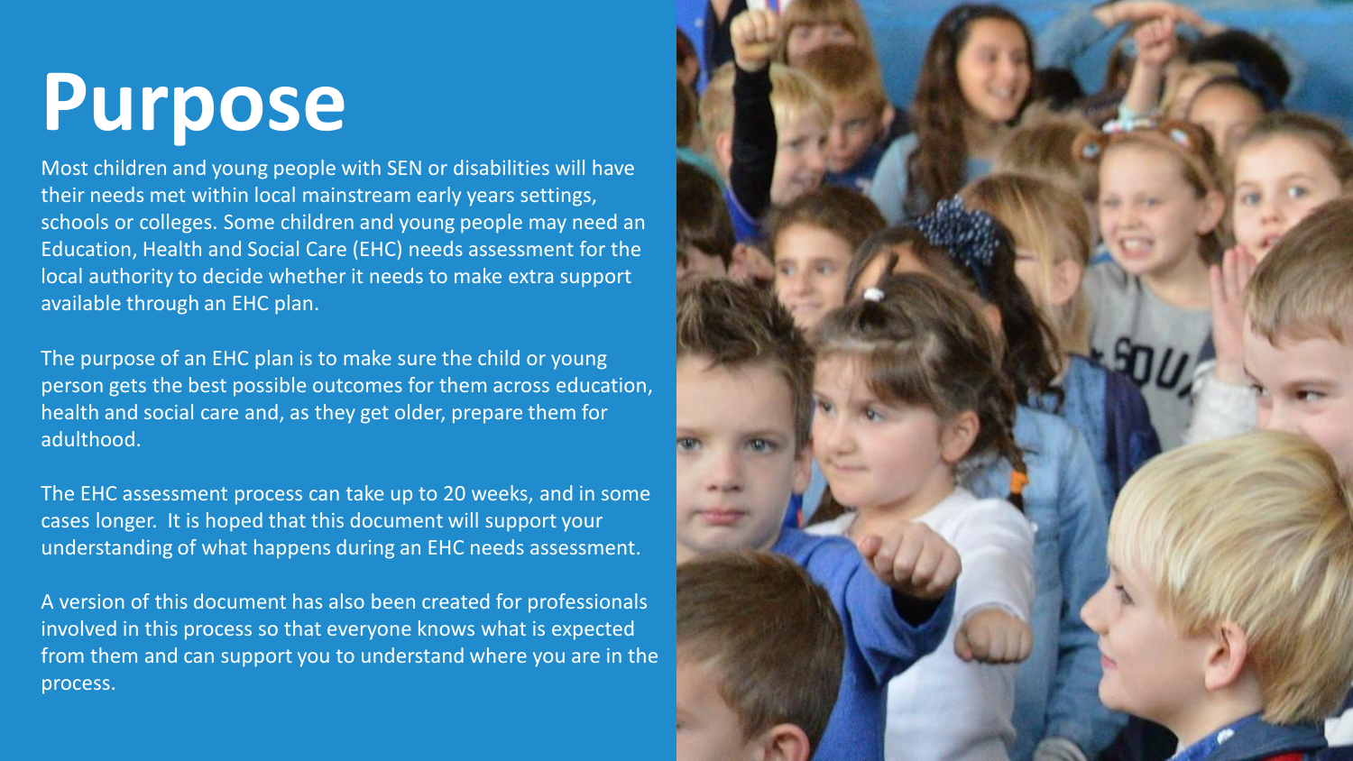# Purpose

Most children and young people with SEN or disabilities will have their needs met within local mainstream early years settings, schools or colleges. Some children and young people may need an Education, Health and Social Care (EHC) needs assessment for the local authority to decide whether it needs to make extra support available through an EHC plan.

The purpose of an EHC plan is to make sure the child or young person gets the best possible outcomes for them across education, health and social care and, as they get older, prepare them for adulthood.

The EHC assessment process can take up to 20 weeks, and in some cases longer. It is hoped that this document will support your understanding of what happens during an EHC needs assessment.

A version of this document has also been created for professionals involved in this process so that everyone knows what is expected from them and can support you to understand where you are in the process.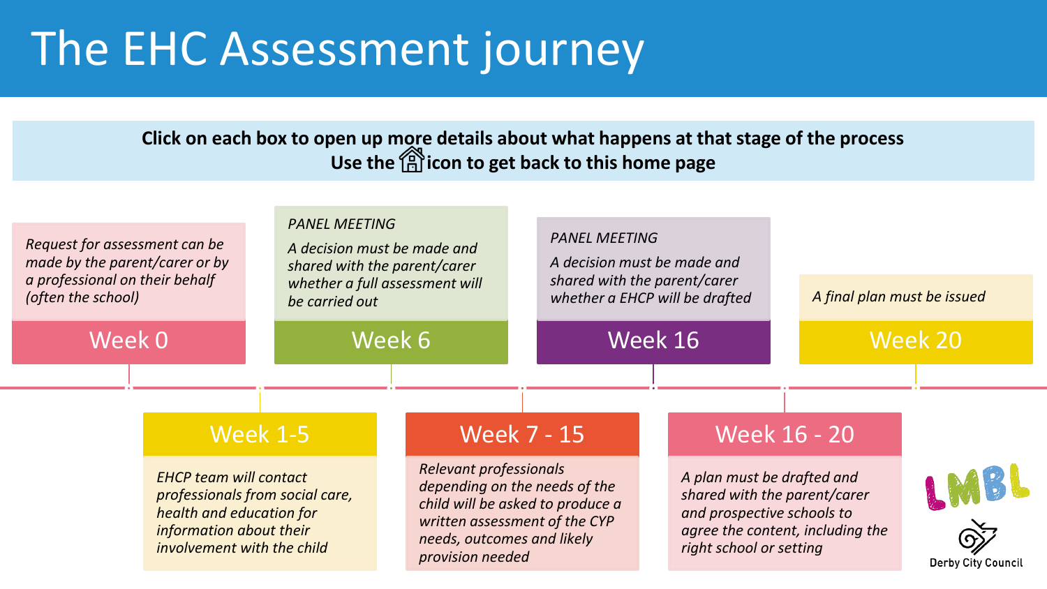# The EHC Assessment journey

**Click on each box to open up more details about what happens at that stage of the process**
**Use the icon to get back to this home page**

## Week 0

*Request for assessment can be made by the parent/carer or by a professional on their behalf (often the school)*

## Week 1-5

*EHCP team will contact professionals from social care, health and education for information about their involvement with the child*

## Week 6

*PANEL MEETING*

*A decision must be made and shared with the parent/carer whether a full assessment will be carried out*

## Week 7 - 15

*Relevant professionals depending on the needs of the child will be asked to produce a written assessment of the CYP needs, outcomes and likely provision needed*

## Week 16

*PANEL MEETING*

*A decision must be made and shared with the parent/carer whether a EHCP will be drafted*

## Week 16 - 20

*A plan must be drafted and shared with the parent/carer and prospective schools to agree the content, including the right school or setting*

## Week 20

*A final plan must be issued*

LMBL

Derby City Council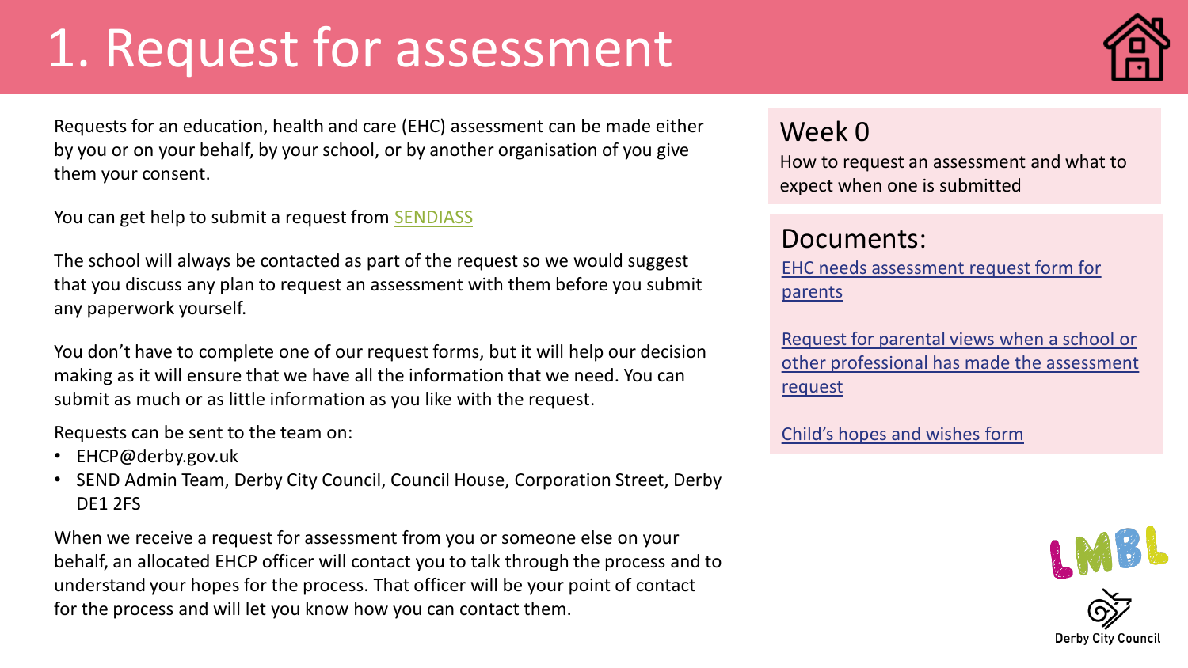# 1. Request for assessment

Requests for an education, health and care (EHC) assessment can be made either by you or on your behalf, by your school, or by another organisation of you give them your consent.

You can get help to submit a request from SENDIASS

The school will always be contacted as part of the request so we would suggest that you discuss any plan to request an assessment with them before you submit any paperwork yourself.

You don't have to complete one of our request forms, but it will help our decision making as it will ensure that we have all the information that we need. You can submit as much or as little information as you like with the request.

Requests can be sent to the team on:

- EHCP@derby.gov.uk
- SEND Admin Team, Derby City Council, Council House, Corporation Street, Derby DE1 2FS

When we receive a request for assessment from you or someone else on your behalf, an allocated EHCP officer will contact you to talk through the process and to understand your hopes for the process. That officer will be your point of contact for the process and will let you know how you can contact them.

## Week 0

How to request an assessment and what to expect when one is submitted

## Documents:

EHC needs assessment request form for parents

Request for parental views when a school or other professional has made the assessment request

Child's hopes and wishes form

LMBL

Derby City Council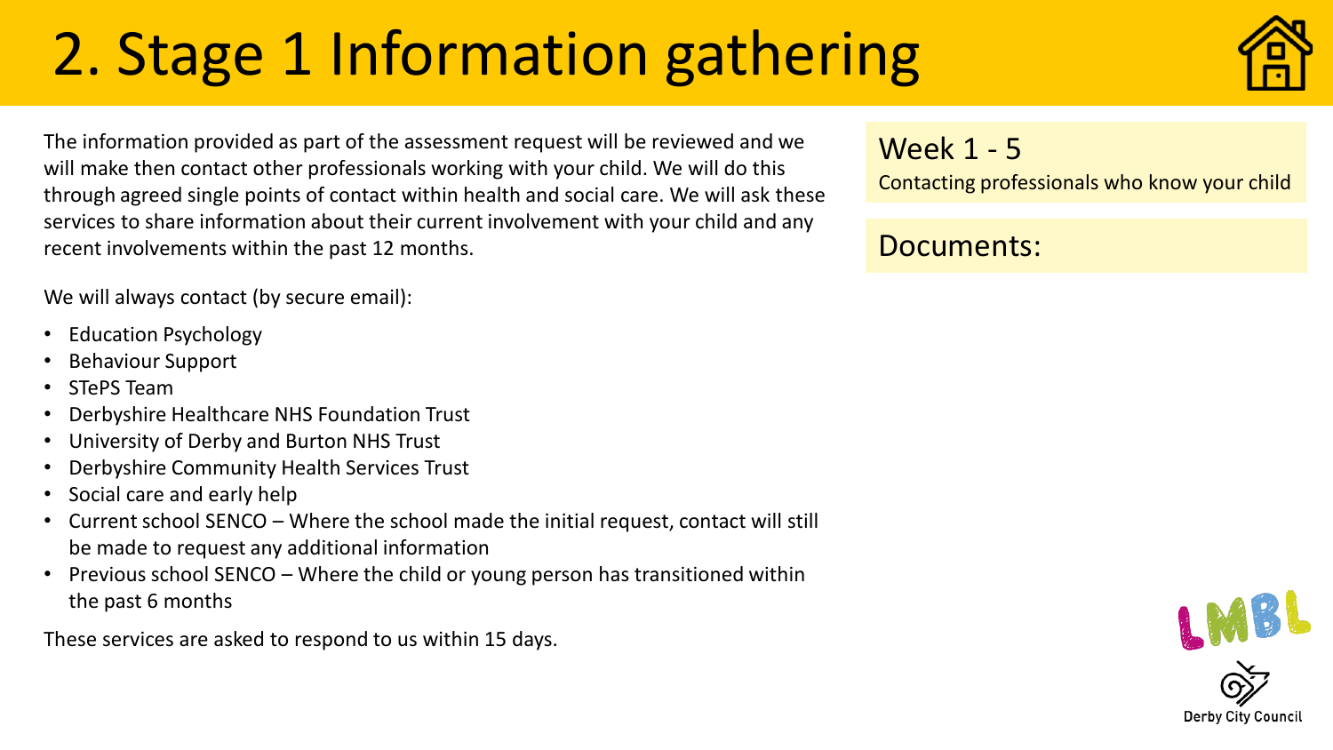# 2. Stage 1 Information gathering

The information provided as part of the assessment request will be reviewed and we will make then contact other professionals working with your child. We will do this through agreed single points of contact within health and social care. We will ask these services to share information about their current involvement with your child and any recent involvements within the past 12 months.

We will always contact (by secure email):

- Education Psychology
- Behaviour Support
- STePS Team
- Derbyshire Healthcare NHS Foundation Trust
- University of Derby and Burton NHS Trust
- Derbyshire Community Health Services Trust
- Social care and early help
- Current school SENCO – Where the school made the initial request, contact will still be made to request any additional information
- Previous school SENCO – Where the child or young person has transitioned within the past 6 months

These services are asked to respond to us within 15 days.

## Week 1 - 5

Contacting professionals who know your child

## Documents: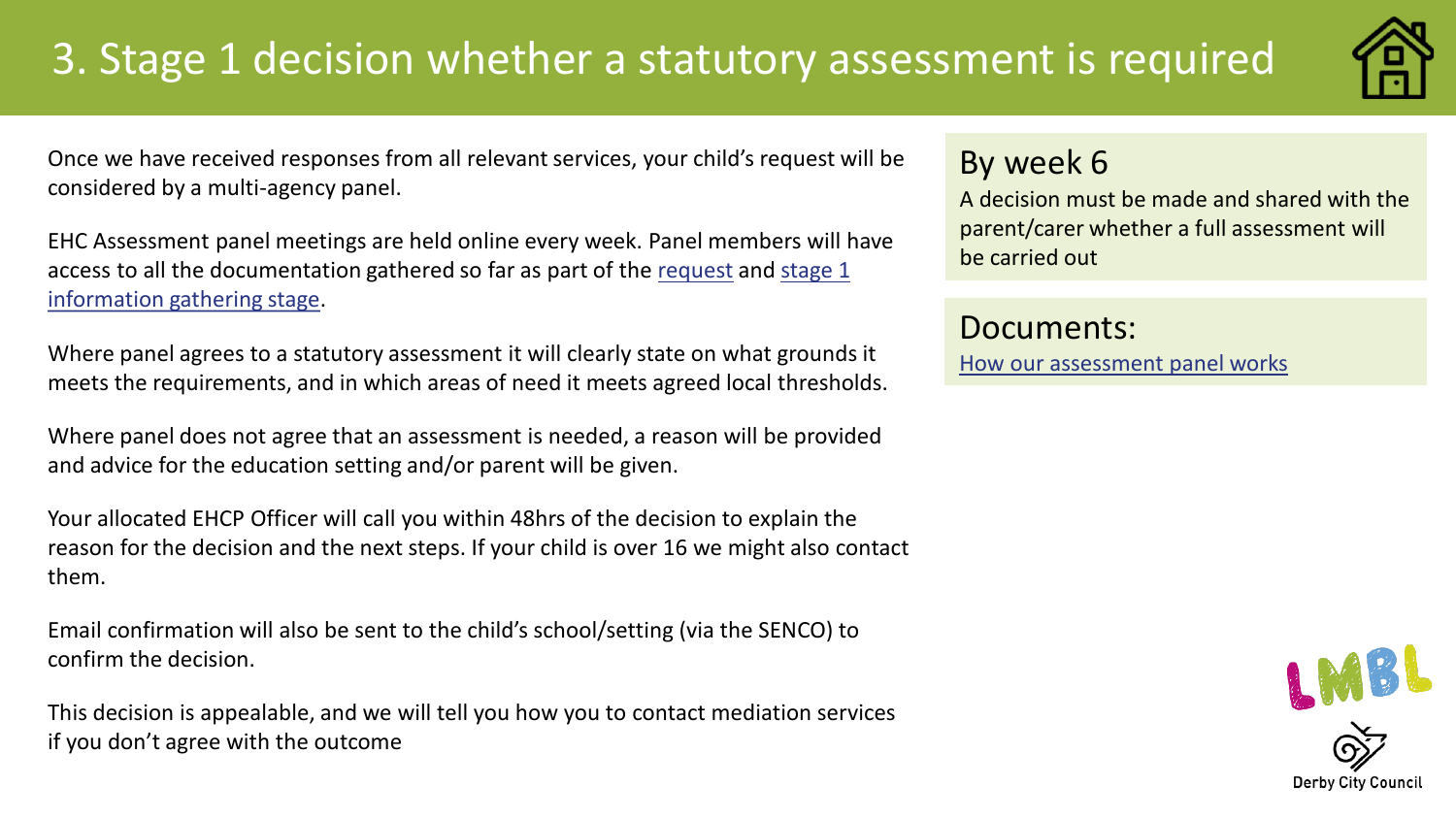# 3. Stage 1 decision whether a statutory assessment is required

Once we have received responses from all relevant services, your child's request will be considered by a multi-agency panel.

EHC Assessment panel meetings are held online every week. Panel members will have access to all the documentation gathered so far as part of the request and stage 1 information gathering stage.

Where panel agrees to a statutory assessment it will clearly state on what grounds it meets the requirements, and in which areas of need it meets agreed local thresholds.

Where panel does not agree that an assessment is needed, a reason will be provided and advice for the education setting and/or parent will be given.

Your allocated EHCP Officer will call you within 48hrs of the decision to explain the reason for the decision and the next steps. If your child is over 16 we might also contact them.

Email confirmation will also be sent to the child's school/setting (via the SENCO) to confirm the decision.

This decision is appealable, and we will tell you how you to contact mediation services if you don't agree with the outcome

## By week 6

A decision must be made and shared with the parent/carer whether a full assessment will be carried out

## Documents:

How our assessment panel works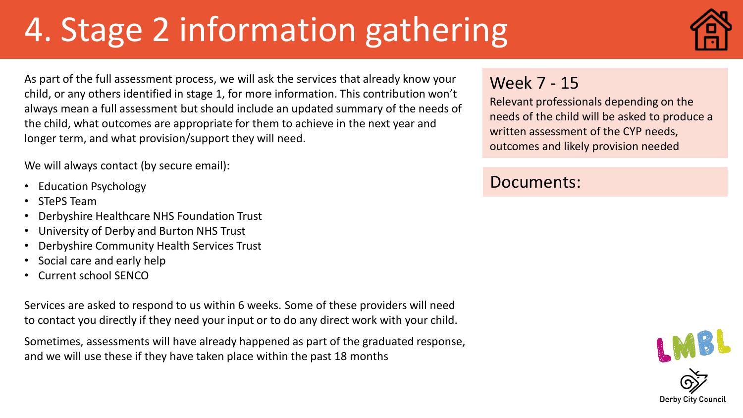# 4. Stage 2 information gathering

As part of the full assessment process, we will ask the services that already know your child, or any others identified in stage 1, for more information. This contribution won't always mean a full assessment but should include an updated summary of the needs of the child, what outcomes are appropriate for them to achieve in the next year and longer term, and what provision/support they will need.

We will always contact (by secure email):

- Education Psychology
- STePS Team
- Derbyshire Healthcare NHS Foundation Trust
- University of Derby and Burton NHS Trust
- Derbyshire Community Health Services Trust
- Social care and early help
- Current school SENCO

Services are asked to respond to us within 6 weeks. Some of these providers will need to contact you directly if they need your input or to do any direct work with your child.

Sometimes, assessments will have already happened as part of the graduated response, and we will use these if they have taken place within the past 18 months

## Week 7 - 15

Relevant professionals depending on the needs of the child will be asked to produce a written assessment of the CYP needs, outcomes and likely provision needed

## Documents: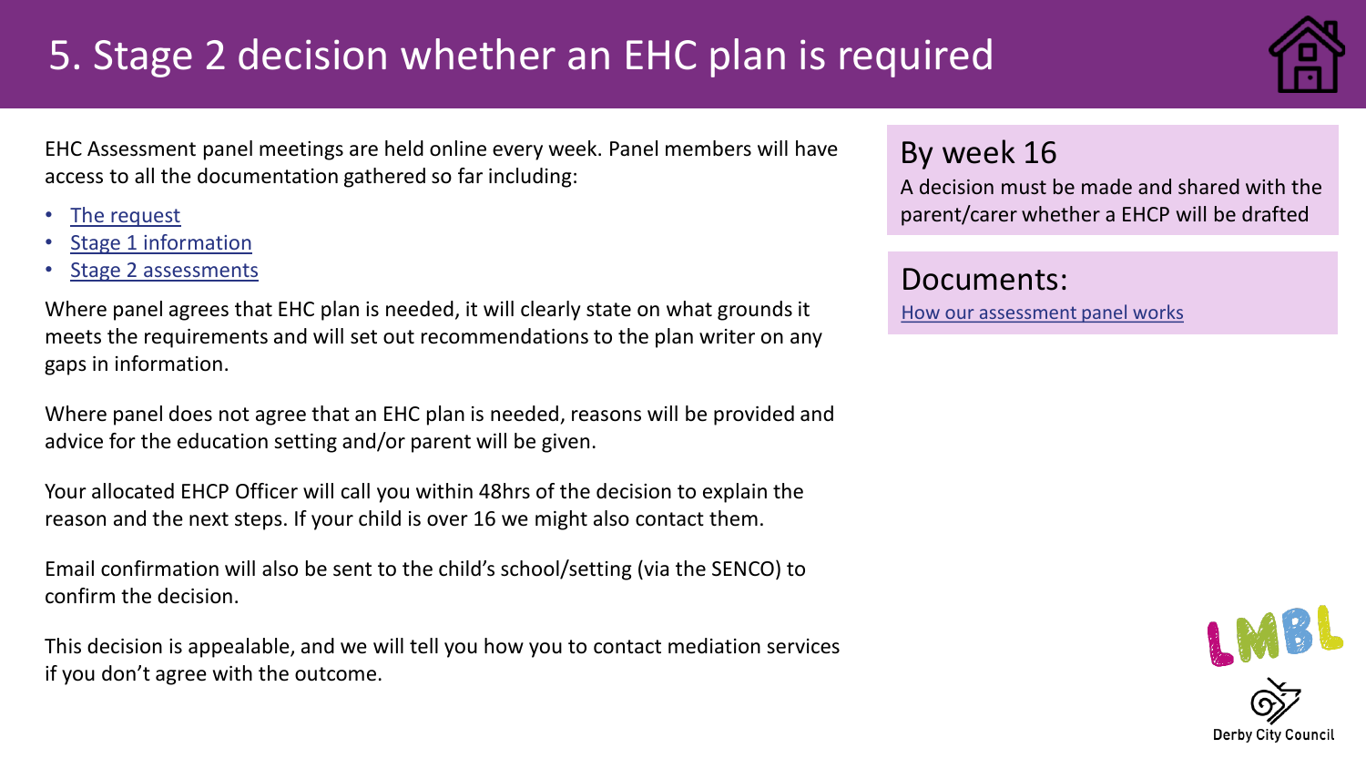# 5. Stage 2 decision whether an EHC plan is required

EHC Assessment panel meetings are held online every week. Panel members will have access to all the documentation gathered so far including:

- The request
- Stage 1 information
- Stage 2 assessments

Where panel agrees that EHC plan is needed, it will clearly state on what grounds it meets the requirements and will set out recommendations to the plan writer on any gaps in information.

Where panel does not agree that an EHC plan is needed, reasons will be provided and advice for the education setting and/or parent will be given.

Your allocated EHCP Officer will call you within 48hrs of the decision to explain the reason and the next steps. If your child is over 16 we might also contact them.

Email confirmation will also be sent to the child's school/setting (via the SENCO) to confirm the decision.

This decision is appealable, and we will tell you how you to contact mediation services if you don't agree with the outcome.

## By week 16

A decision must be made and shared with the parent/carer whether a EHCP will be drafted

## Documents:

How our assessment panel works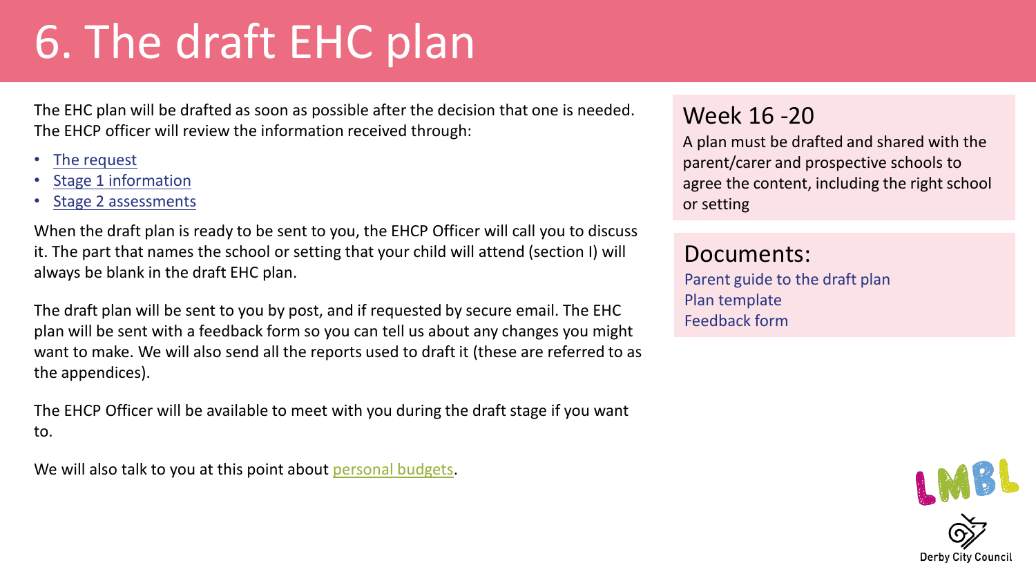# 6. The draft EHC plan

The EHC plan will be drafted as soon as possible after the decision that one is needed. The EHCP officer will review the information received through:

- The request
- Stage 1 information
- Stage 2 assessments

When the draft plan is ready to be sent to you, the EHCP Officer will call you to discuss it. The part that names the school or setting that your child will attend (section I) will always be blank in the draft EHC plan.

The draft plan will be sent to you by post, and if requested by secure email. The EHC plan will be sent with a feedback form so you can tell us about any changes you might want to make. We will also send all the reports used to draft it (these are referred to as the appendices).

The EHCP Officer will be available to meet with you during the draft stage if you want to.

We will also talk to you at this point about personal budgets.

## Week 16 -20

A plan must be drafted and shared with the parent/carer and prospective schools to agree the content, including the right school or setting

## Documents:

Parent guide to the draft plan
Plan template
Feedback form

LMBL

Derby City Council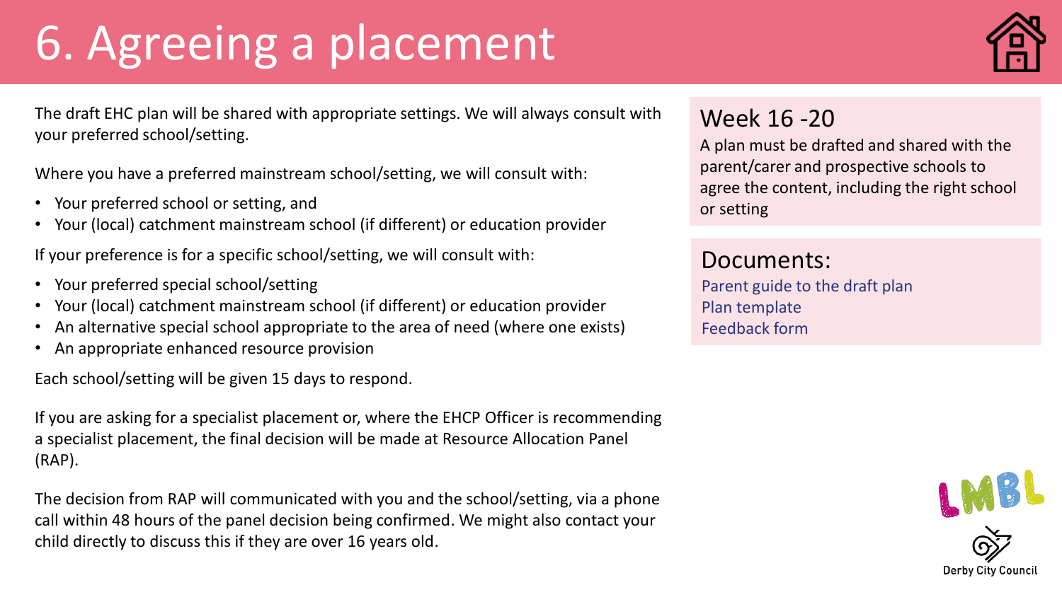# 6. Agreeing a placement

The draft EHC plan will be shared with appropriate settings. We will always consult with your preferred school/setting.

Where you have a preferred mainstream school/setting, we will consult with:

- Your preferred school or setting, and
- Your (local) catchment mainstream school (if different) or education provider

If your preference is for a specific school/setting, we will consult with:

- Your preferred special school/setting
- Your (local) catchment mainstream school (if different) or education provider
- An alternative special school appropriate to the area of need (where one exists)
- An appropriate enhanced resource provision

Each school/setting will be given 15 days to respond.

If you are asking for a specialist placement or, where the EHCP Officer is recommending a specialist placement, the final decision will be made at Resource Allocation Panel (RAP).

The decision from RAP will communicated with you and the school/setting, via a phone call within 48 hours of the panel decision being confirmed. We might also contact your child directly to discuss this if they are over 16 years old.

## Week 16 -20

A plan must be drafted and shared with the parent/carer and prospective schools to agree the content, including the right school or setting

## Documents:

Parent guide to the draft plan
Plan template
Feedback form

LMBL

Derby City Council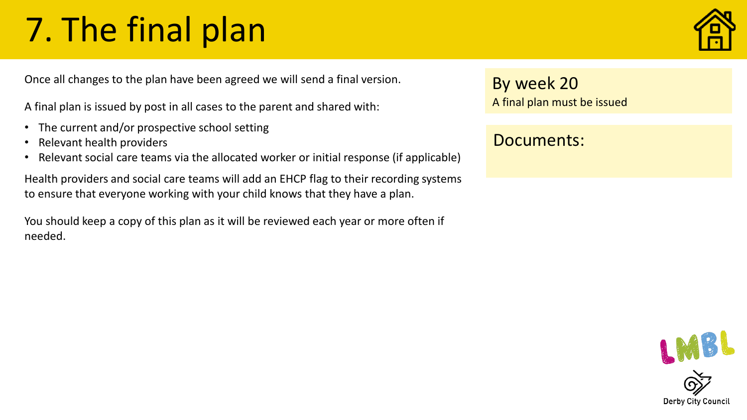# 7. The final plan

Once all changes to the plan have been agreed we will send a final version.

A final plan is issued by post in all cases to the parent and shared with:

- The current and/or prospective school setting
- Relevant health providers
- Relevant social care teams via the allocated worker or initial response (if applicable)

Health providers and social care teams will add an EHCP flag to their recording systems to ensure that everyone working with your child knows that they have a plan.

You should keep a copy of this plan as it will be reviewed each year or more often if needed.

## By week 20

A final plan must be issued

## Documents: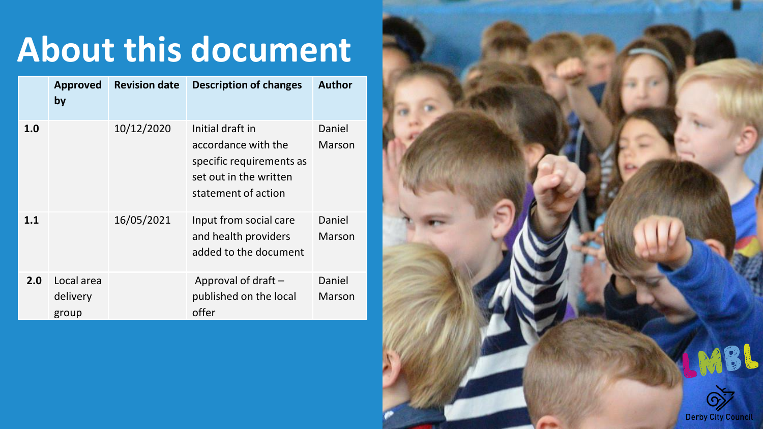# About this document

| | Approved by | Revision date | Description of changes | Author |
|---|---|---|---|---|
| **1.0** | | 10/12/2020 | Initial draft in accordance with the specific requirements as set out in the written statement of action | Daniel Marson |
| **1.1** | | 16/05/2021 | Input from social care and health providers added to the document | Daniel Marson |
| **2.0** | Local area delivery group | | Approval of draft – published on the local offer | Daniel Marson |